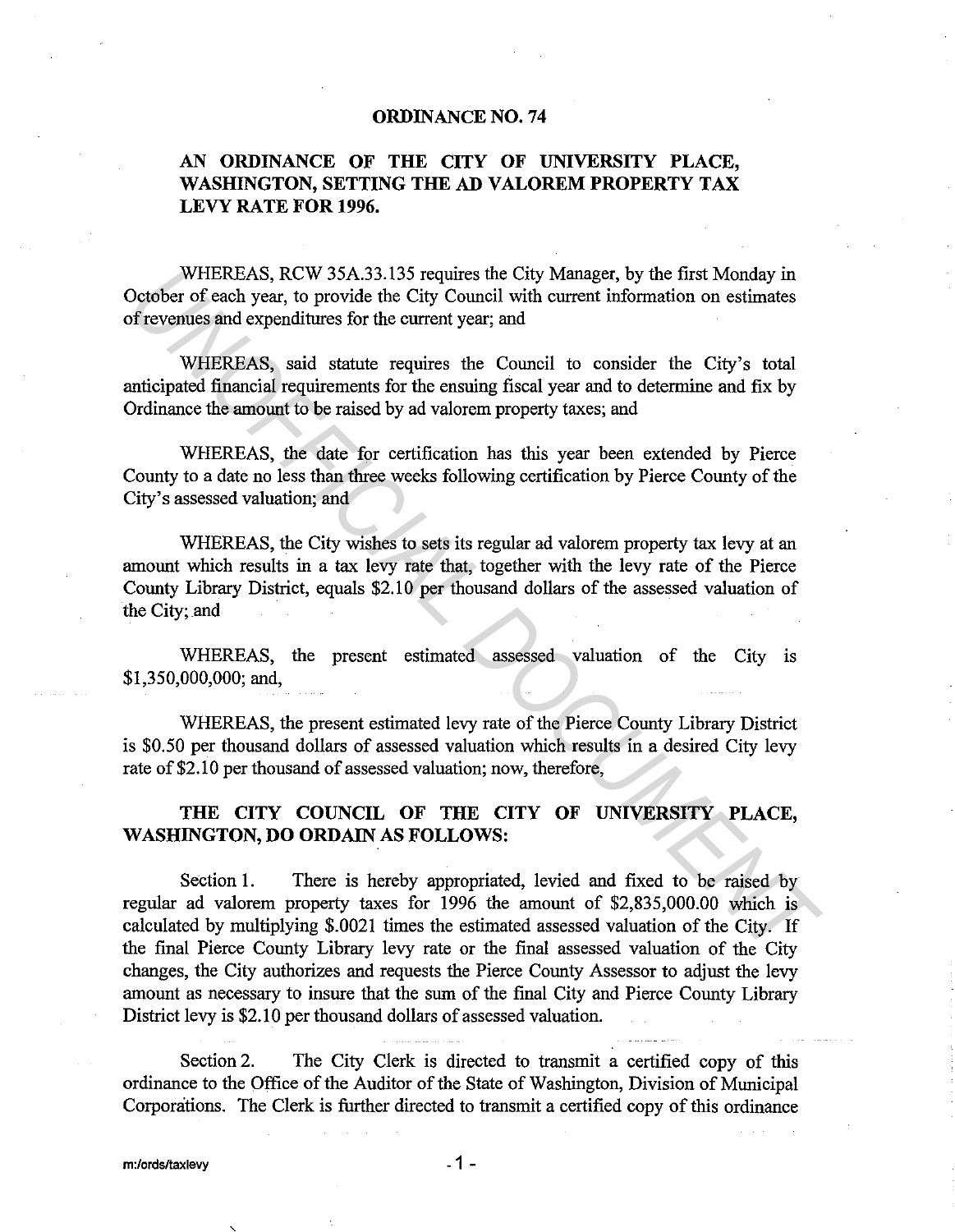# ORDINANCE NO. 74

## AN ORDINANCE OF THE CITY OF UNIVERSITY PLACE, WASHINGTON, SETTING THE AD VALOREM PROPERTY TAX LEVY RATE FOR 1996.

WHEREAS, RCW 35A.33.135 requires the City Manager, by the first Monday in October of each year, to provide the City Council with current information on estimates of revenues and expenditures for the current year; and

WHEREAS, said statute requires the Council to consider the City's total anticipated financial requirements for the ensuing fiscal year and to determine and fix by Ordinance the amount to be raised by ad valorem property taxes; and

WHEREAS, the date for certification has this year been extended by Pierce County to a date no less than three weeks following certification by Pierce County of the City's assessed valuation; and

WHEREAS, the City wishes to sets its regular ad valorem property tax levy at an amount which results in a tax levy rate that, together with the levy rate of the Pierce County Library District, equals $2.10 per thousand dollars of the assessed valuation of the City; and

WHEREAS, the present estimated assessed valuation of the City is $1,350,000,000; and,

WHEREAS, the present estimated levy rate of the Pierce County Library District is $0.50 per thousand dollars of assessed valuation which results in a desired City levy rate of $2.10 per thousand of assessed valuation; now, therefore,

**THE CITY COUNCIL OF THE CITY OF UNIVERSITY PLACE, WASHINGTON, DO ORDAIN AS FOLLOWS:**

Section 1. There is hereby appropriated, levied and fixed to be raised by regular ad valorem property taxes for 1996 the amount of $2,835,000.00 which is calculated by multiplying $.0021 times the estimated assessed valuation of the City. If the final Pierce County Library levy rate or the final assessed valuation of the City changes, the City authorizes and requests the Pierce County Assessor to adjust the levy amount as necessary to insure that the sum of the final City and Pierce County Library District levy is $2.10 per thousand dollars of assessed valuation.

Section 2. The City Clerk is directed to transmit a certified copy of this ordinance to the Office of the Auditor of the State of Washington, Division of Municipal Corporations. The Clerk is further directed to transmit a certified copy of this ordinance

m:/ords/taxlevy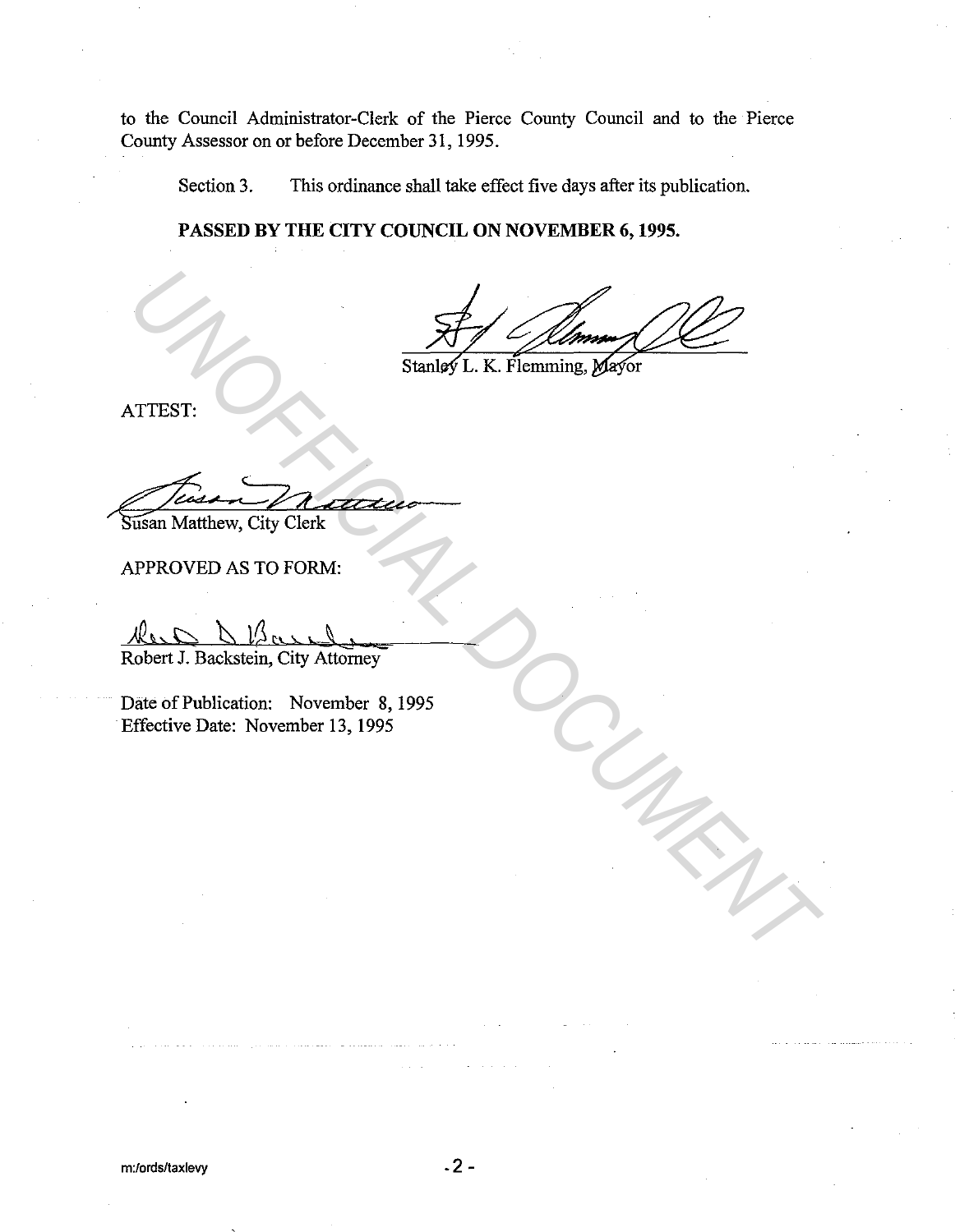to the Council Administrator-Clerk of the Pierce County Council and to the Pierce County Assessor on or before December 31, 1995.

Section 3. This ordinance shall take effect five days after its publication.

**PASSED BY THE CITY COUNCIL ON NOVEMBER 6, 1995.**

Stanley L. K. Flemming, Mayor

ATTEST:

Susan Matthew, City Clerk

APPROVED AS TO FORM:

Robert J. Backstein, City Attorney

Date of Publication: November 8, 1995
Effective Date: November 13, 1995

m:/ords/taxlevy